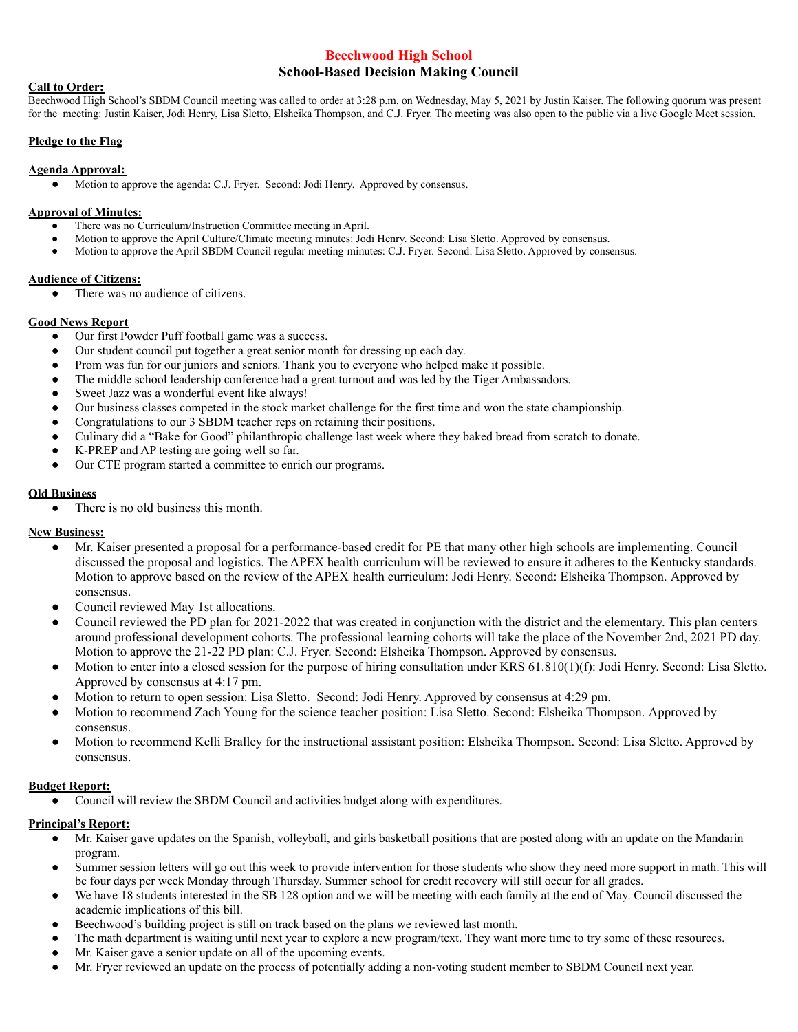# Beechwood High School

## School-Based Decision Making Council

**Call to Order:**

Beechwood High School's SBDM Council meeting was called to order at 3:28 p.m. on Wednesday, May 5, 2021 by Justin Kaiser. The following quorum was present for the meeting: Justin Kaiser, Jodi Henry, Lisa Sletto, Elsheika Thompson, and C.J. Fryer. The meeting was also open to the public via a live Google Meet session.

**Pledge to the Flag**

**Agenda Approval:**

- Motion to approve the agenda: C.J. Fryer. Second: Jodi Henry. Approved by consensus.

**Approval of Minutes:**

- There was no Curriculum/Instruction Committee meeting in April.
- Motion to approve the April Culture/Climate meeting minutes: Jodi Henry. Second: Lisa Sletto. Approved by consensus.
- Motion to approve the April SBDM Council regular meeting minutes: C.J. Fryer. Second: Lisa Sletto. Approved by consensus.

**Audience of Citizens:**

- There was no audience of citizens.

**Good News Report**

- Our first Powder Puff football game was a success.
- Our student council put together a great senior month for dressing up each day.
- Prom was fun for our juniors and seniors. Thank you to everyone who helped make it possible.
- The middle school leadership conference had a great turnout and was led by the Tiger Ambassadors.
- Sweet Jazz was a wonderful event like always!
- Our business classes competed in the stock market challenge for the first time and won the state championship.
- Congratulations to our 3 SBDM teacher reps on retaining their positions.
- Culinary did a "Bake for Good" philanthropic challenge last week where they baked bread from scratch to donate.
- K-PREP and AP testing are going well so far.
- Our CTE program started a committee to enrich our programs.

**Old Business**

- There is no old business this month.

**New Business:**

- Mr. Kaiser presented a proposal for a performance-based credit for PE that many other high schools are implementing. Council discussed the proposal and logistics. The APEX health curriculum will be reviewed to ensure it adheres to the Kentucky standards. Motion to approve based on the review of the APEX health curriculum: Jodi Henry. Second: Elsheika Thompson. Approved by consensus.
- Council reviewed May 1st allocations.
- Council reviewed the PD plan for 2021-2022 that was created in conjunction with the district and the elementary. This plan centers around professional development cohorts. The professional learning cohorts will take the place of the November 2nd, 2021 PD day. Motion to approve the 21-22 PD plan: C.J. Fryer. Second: Elsheika Thompson. Approved by consensus.
- Motion to enter into a closed session for the purpose of hiring consultation under KRS 61.810(1)(f): Jodi Henry. Second: Lisa Sletto. Approved by consensus at 4:17 pm.
- Motion to return to open session: Lisa Sletto. Second: Jodi Henry. Approved by consensus at 4:29 pm.
- Motion to recommend Zach Young for the science teacher position: Lisa Sletto. Second: Elsheika Thompson. Approved by consensus.
- Motion to recommend Kelli Bralley for the instructional assistant position: Elsheika Thompson. Second: Lisa Sletto. Approved by consensus.

**Budget Report:**

- Council will review the SBDM Council and activities budget along with expenditures.

**Principal's Report:**

- Mr. Kaiser gave updates on the Spanish, volleyball, and girls basketball positions that are posted along with an update on the Mandarin program.
- Summer session letters will go out this week to provide intervention for those students who show they need more support in math. This will be four days per week Monday through Thursday. Summer school for credit recovery will still occur for all grades.
- We have 18 students interested in the SB 128 option and we will be meeting with each family at the end of May. Council discussed the academic implications of this bill.
- Beechwood's building project is still on track based on the plans we reviewed last month.
- The math department is waiting until next year to explore a new program/text. They want more time to try some of these resources.
- Mr. Kaiser gave a senior update on all of the upcoming events.
- Mr. Fryer reviewed an update on the process of potentially adding a non-voting student member to SBDM Council next year.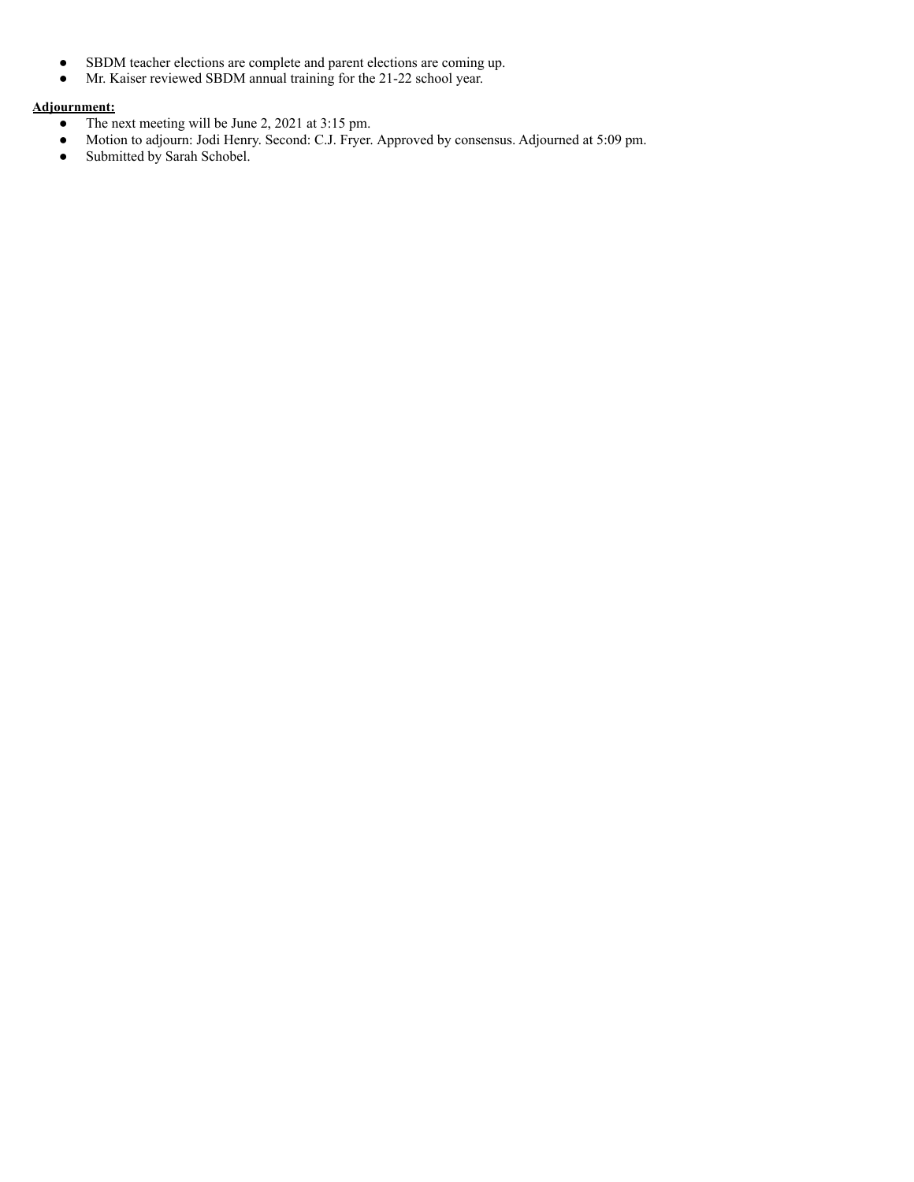- SBDM teacher elections are complete and parent elections are coming up.
- Mr. Kaiser reviewed SBDM annual training for the 21-22 school year.

**Adjournment:**

- The next meeting will be June 2, 2021 at 3:15 pm.
- Motion to adjourn: Jodi Henry. Second: C.J. Fryer. Approved by consensus. Adjourned at 5:09 pm.
- Submitted by Sarah Schobel.